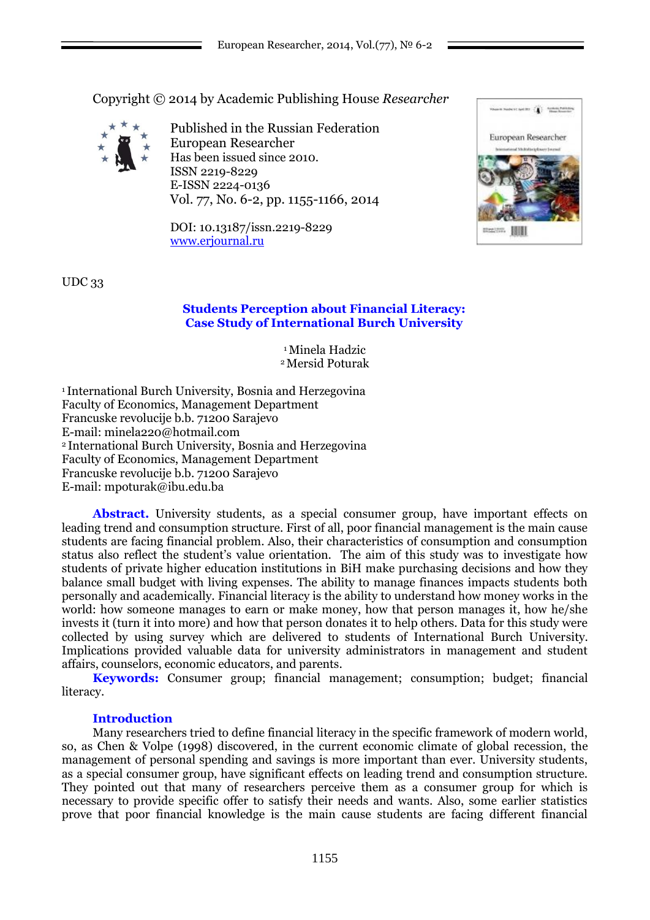Copyright © 2014 by Academic Publishing House *Researcher*

Published in the Russian Federation
European Researcher
Has been issued since 2010.
ISSN 2219-8229
E-ISSN 2224-0136
Vol. 77, No. 6-2, pp. 1155-1166, 2014

DOI: 10.13187/issn.2219-8229
www.erjournal.ru

UDC 33

# Students Perception about Financial Literacy: Case Study of International Burch University

[1] Minela Hadzic
[2] Mersid Poturak

[1] International Burch University, Bosnia and Herzegovina
Faculty of Economics, Management Department
Francuske revolucije b.b. 71200 Sarajevo
E-mail: minela220@hotmail.com
[2] International Burch University, Bosnia and Herzegovina
Faculty of Economics, Management Department
Francuske revolucije b.b. 71200 Sarajevo
E-mail: mpoturak@ibu.edu.ba

**Abstract.** University students, as a special consumer group, have important effects on leading trend and consumption structure. First of all, poor financial management is the main cause students are facing financial problem. Also, their characteristics of consumption and consumption status also reflect the student's value orientation. The aim of this study was to investigate how students of private higher education institutions in BiH make purchasing decisions and how they balance small budget with living expenses. The ability to manage finances impacts students both personally and academically. Financial literacy is the ability to understand how money works in the world: how someone manages to earn or make money, how that person manages it, how he/she invests it (turn it into more) and how that person donates it to help others. Data for this study were collected by using survey which are delivered to students of International Burch University. Implications provided valuable data for university administrators in management and student affairs, counselors, economic educators, and parents.

**Keywords:** Consumer group; financial management; consumption; budget; financial literacy.

## Introduction

Many researchers tried to define financial literacy in the specific framework of modern world, so, as Chen & Volpe (1998) discovered, in the current economic climate of global recession, the management of personal spending and savings is more important than ever. University students, as a special consumer group, have significant effects on leading trend and consumption structure. They pointed out that many of researchers perceive them as a consumer group for which is necessary to provide specific offer to satisfy their needs and wants. Also, some earlier statistics prove that poor financial knowledge is the main cause students are facing different financial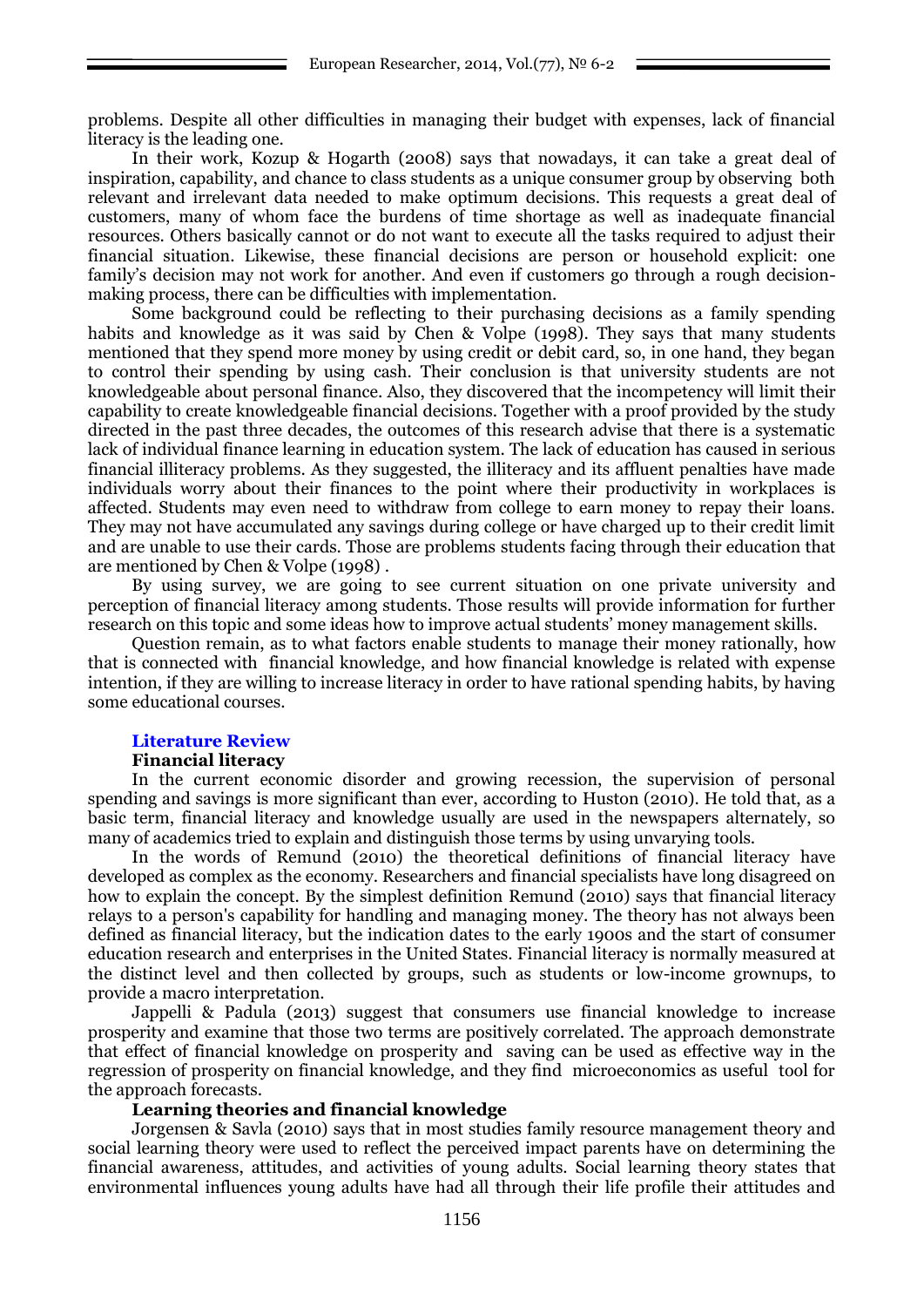problems. Despite all other difficulties in managing their budget with expenses, lack of financial literacy is the leading one.

In their work, Kozup & Hogarth (2008) says that nowadays, it can take a great deal of inspiration, capability, and chance to class students as a unique consumer group by observing both relevant and irrelevant data needed to make optimum decisions. This requests a great deal of customers, many of whom face the burdens of time shortage as well as inadequate financial resources. Others basically cannot or do not want to execute all the tasks required to adjust their financial situation. Likewise, these financial decisions are person or household explicit: one family's decision may not work for another. And even if customers go through a rough decision-making process, there can be difficulties with implementation.

Some background could be reflecting to their purchasing decisions as a family spending habits and knowledge as it was said by Chen & Volpe (1998). They says that many students mentioned that they spend more money by using credit or debit card, so, in one hand, they began to control their spending by using cash. Their conclusion is that university students are not knowledgeable about personal finance. Also, they discovered that the incompetency will limit their capability to create knowledgeable financial decisions. Together with a proof provided by the study directed in the past three decades, the outcomes of this research advise that there is a systematic lack of individual finance learning in education system. The lack of education has caused in serious financial illiteracy problems. As they suggested, the illiteracy and its affluent penalties have made individuals worry about their finances to the point where their productivity in workplaces is affected. Students may even need to withdraw from college to earn money to repay their loans. They may not have accumulated any savings during college or have charged up to their credit limit and are unable to use their cards. Those are problems students facing through their education that are mentioned by Chen & Volpe (1998) .

By using survey, we are going to see current situation on one private university and perception of financial literacy among students. Those results will provide information for further research on this topic and some ideas how to improve actual students' money management skills.

Question remain, as to what factors enable students to manage their money rationally, how that is connected with financial knowledge, and how financial knowledge is related with expense intention, if they are willing to increase literacy in order to have rational spending habits, by having some educational courses.

## Literature Review

### Financial literacy

In the current economic disorder and growing recession, the supervision of personal spending and savings is more significant than ever, according to Huston (2010). He told that, as a basic term, financial literacy and knowledge usually are used in the newspapers alternately, so many of academics tried to explain and distinguish those terms by using unvarying tools.

In the words of Remund (2010) the theoretical definitions of financial literacy have developed as complex as the economy. Researchers and financial specialists have long disagreed on how to explain the concept. By the simplest definition Remund (2010) says that financial literacy relays to a person's capability for handling and managing money. The theory has not always been defined as financial literacy, but the indication dates to the early 1900s and the start of consumer education research and enterprises in the United States. Financial literacy is normally measured at the distinct level and then collected by groups, such as students or low-income grownups, to provide a macro interpretation.

Jappelli & Padula (2013) suggest that consumers use financial knowledge to increase prosperity and examine that those two terms are positively correlated. The approach demonstrate that effect of financial knowledge on prosperity and saving can be used as effective way in the regression of prosperity on financial knowledge, and they find microeconomics as useful tool for the approach forecasts.

### Learning theories and financial knowledge

Jorgensen & Savla (2010) says that in most studies family resource management theory and social learning theory were used to reflect the perceived impact parents have on determining the financial awareness, attitudes, and activities of young adults. Social learning theory states that environmental influences young adults have had all through their life profile their attitudes and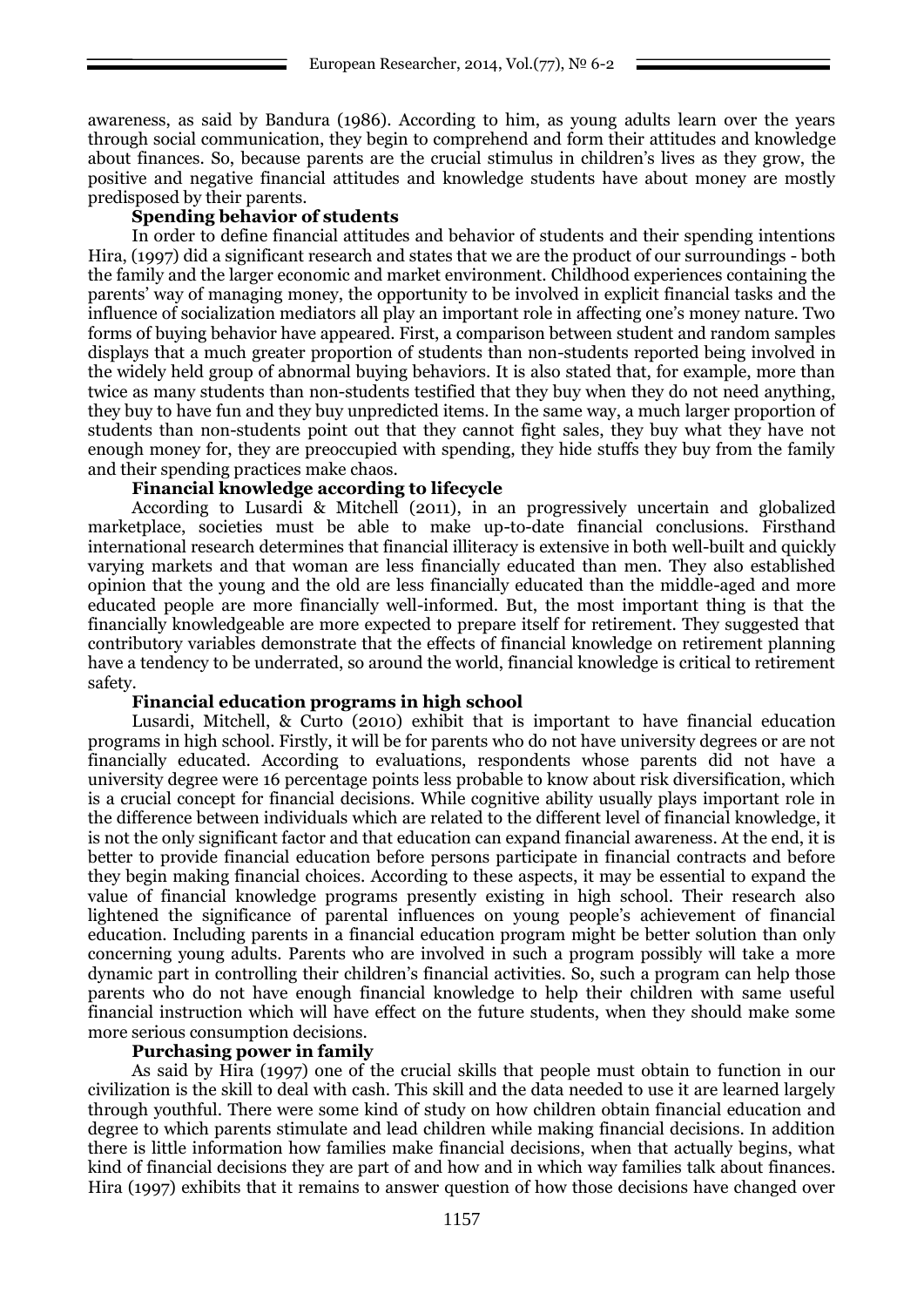awareness, as said by Bandura (1986). According to him, as young adults learn over the years through social communication, they begin to comprehend and form their attitudes and knowledge about finances. So, because parents are the crucial stimulus in children's lives as they grow, the positive and negative financial attitudes and knowledge students have about money are mostly predisposed by their parents.

**Spending behavior of students**

In order to define financial attitudes and behavior of students and their spending intentions Hira, (1997) did a significant research and states that we are the product of our surroundings - both the family and the larger economic and market environment. Childhood experiences containing the parents' way of managing money, the opportunity to be involved in explicit financial tasks and the influence of socialization mediators all play an important role in affecting one's money nature. Two forms of buying behavior have appeared. First, a comparison between student and random samples displays that a much greater proportion of students than non-students reported being involved in the widely held group of abnormal buying behaviors. It is also stated that, for example, more than twice as many students than non-students testified that they buy when they do not need anything, they buy to have fun and they buy unpredicted items. In the same way, a much larger proportion of students than non-students point out that they cannot fight sales, they buy what they have not enough money for, they are preoccupied with spending, they hide stuffs they buy from the family and their spending practices make chaos.

**Financial knowledge according to lifecycle**

According to Lusardi & Mitchell (2011), in an progressively uncertain and globalized marketplace, societies must be able to make up-to-date financial conclusions. Firsthand international research determines that financial illiteracy is extensive in both well-built and quickly varying markets and that woman are less financially educated than men. They also established opinion that the young and the old are less financially educated than the middle-aged and more educated people are more financially well-informed. But, the most important thing is that the financially knowledgeable are more expected to prepare itself for retirement. They suggested that contributory variables demonstrate that the effects of financial knowledge on retirement planning have a tendency to be underrated, so around the world, financial knowledge is critical to retirement safety.

**Financial education programs in high school**

Lusardi, Mitchell, & Curto (2010) exhibit that is important to have financial education programs in high school. Firstly, it will be for parents who do not have university degrees or are not financially educated. According to evaluations, respondents whose parents did not have a university degree were 16 percentage points less probable to know about risk diversification, which is a crucial concept for financial decisions. While cognitive ability usually plays important role in the difference between individuals which are related to the different level of financial knowledge, it is not the only significant factor and that education can expand financial awareness. At the end, it is better to provide financial education before persons participate in financial contracts and before they begin making financial choices. According to these aspects, it may be essential to expand the value of financial knowledge programs presently existing in high school. Their research also lightened the significance of parental influences on young people's achievement of financial education. Including parents in a financial education program might be better solution than only concerning young adults. Parents who are involved in such a program possibly will take a more dynamic part in controlling their children's financial activities. So, such a program can help those parents who do not have enough financial knowledge to help their children with same useful financial instruction which will have effect on the future students, when they should make some more serious consumption decisions.

**Purchasing power in family**

As said by Hira (1997) one of the crucial skills that people must obtain to function in our civilization is the skill to deal with cash. This skill and the data needed to use it are learned largely through youthful. There were some kind of study on how children obtain financial education and degree to which parents stimulate and lead children while making financial decisions. In addition there is little information how families make financial decisions, when that actually begins, what kind of financial decisions they are part of and how and in which way families talk about finances. Hira (1997) exhibits that it remains to answer question of how those decisions have changed over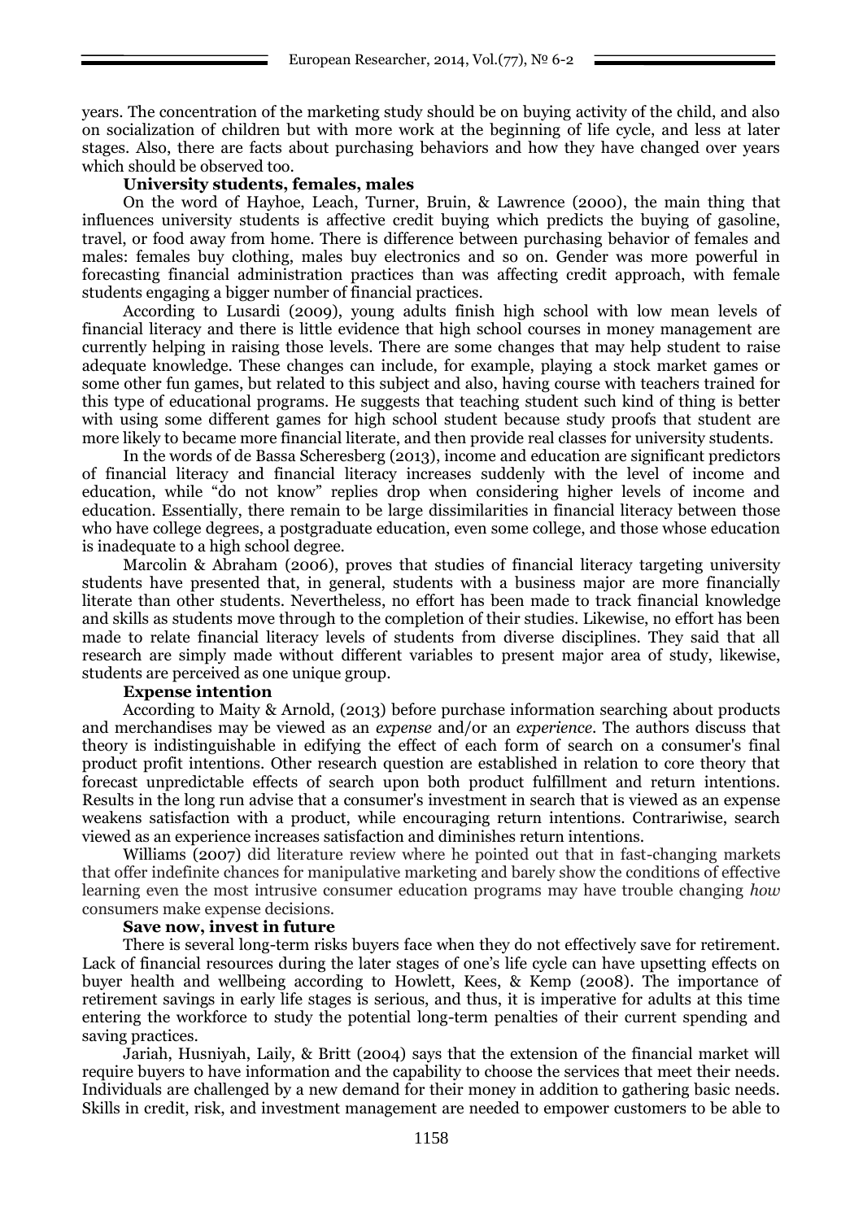years. The concentration of the marketing study should be on buying activity of the child, and also on socialization of children but with more work at the beginning of life cycle, and less at later stages. Also, there are facts about purchasing behaviors and how they have changed over years which should be observed too.

**University students, females, males**

On the word of Hayhoe, Leach, Turner, Bruin, & Lawrence (2000), the main thing that influences university students is affective credit buying which predicts the buying of gasoline, travel, or food away from home. There is difference between purchasing behavior of females and males: females buy clothing, males buy electronics and so on. Gender was more powerful in forecasting financial administration practices than was affecting credit approach, with female students engaging a bigger number of financial practices.

According to Lusardi (2009), young adults finish high school with low mean levels of financial literacy and there is little evidence that high school courses in money management are currently helping in raising those levels. There are some changes that may help student to raise adequate knowledge. These changes can include, for example, playing a stock market games or some other fun games, but related to this subject and also, having course with teachers trained for this type of educational programs. He suggests that teaching student such kind of thing is better with using some different games for high school student because study proofs that student are more likely to became more financial literate, and then provide real classes for university students.

In the words of de Bassa Scheresberg (2013), income and education are significant predictors of financial literacy and financial literacy increases suddenly with the level of income and education, while "do not know" replies drop when considering higher levels of income and education. Essentially, there remain to be large dissimilarities in financial literacy between those who have college degrees, a postgraduate education, even some college, and those whose education is inadequate to a high school degree.

Marcolin & Abraham (2006), proves that studies of financial literacy targeting university students have presented that, in general, students with a business major are more financially literate than other students. Nevertheless, no effort has been made to track financial knowledge and skills as students move through to the completion of their studies. Likewise, no effort has been made to relate financial literacy levels of students from diverse disciplines. They said that all research are simply made without different variables to present major area of study, likewise, students are perceived as one unique group.

**Expense intention**

According to Maity & Arnold, (2013) before purchase information searching about products and merchandises may be viewed as an *expense* and/or an *experience*. The authors discuss that theory is indistinguishable in edifying the effect of each form of search on a consumer's final product profit intentions. Other research question are established in relation to core theory that forecast unpredictable effects of search upon both product fulfillment and return intentions. Results in the long run advise that a consumer's investment in search that is viewed as an expense weakens satisfaction with a product, while encouraging return intentions. Contrariwise, search viewed as an experience increases satisfaction and diminishes return intentions.

Williams (2007) did literature review where he pointed out that in fast-changing markets that offer indefinite chances for manipulative marketing and barely show the conditions of effective learning even the most intrusive consumer education programs may have trouble changing *how* consumers make expense decisions.

**Save now, invest in future**

There is several long-term risks buyers face when they do not effectively save for retirement. Lack of financial resources during the later stages of one's life cycle can have upsetting effects on buyer health and wellbeing according to Howlett, Kees, & Kemp (2008). The importance of retirement savings in early life stages is serious, and thus, it is imperative for adults at this time entering the workforce to study the potential long-term penalties of their current spending and saving practices.

Jariah, Husniyah, Laily, & Britt (2004) says that the extension of the financial market will require buyers to have information and the capability to choose the services that meet their needs. Individuals are challenged by a new demand for their money in addition to gathering basic needs. Skills in credit, risk, and investment management are needed to empower customers to be able to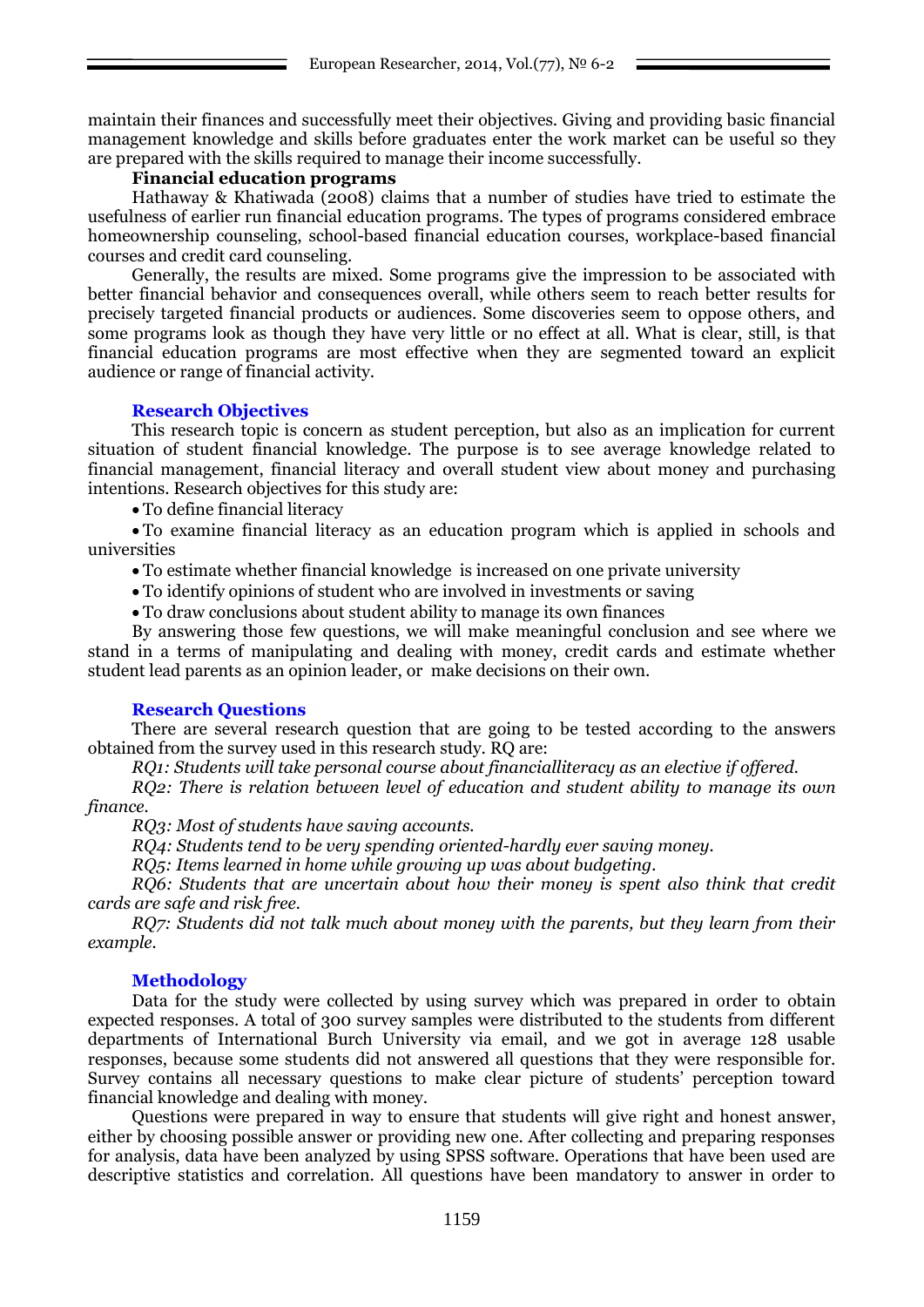maintain their finances and successfully meet their objectives. Giving and providing basic financial management knowledge and skills before graduates enter the work market can be useful so they are prepared with the skills required to manage their income successfully.

**Financial education programs**

Hathaway & Khatiwada (2008) claims that a number of studies have tried to estimate the usefulness of earlier run financial education programs. The types of programs considered embrace homeownership counseling, school-based financial education courses, workplace-based financial courses and credit card counseling.

Generally, the results are mixed. Some programs give the impression to be associated with better financial behavior and consequences overall, while others seem to reach better results for precisely targeted financial products or audiences. Some discoveries seem to oppose others, and some programs look as though they have very little or no effect at all. What is clear, still, is that financial education programs are most effective when they are segmented toward an explicit audience or range of financial activity.

## Research Objectives

This research topic is concern as student perception, but also as an implication for current situation of student financial knowledge. The purpose is to see average knowledge related to financial management, financial literacy and overall student view about money and purchasing intentions. Research objectives for this study are:

- To define financial literacy
- To examine financial literacy as an education program which is applied in schools and universities
- To estimate whether financial knowledge is increased on one private university
- To identify opinions of student who are involved in investments or saving
- To draw conclusions about student ability to manage its own finances

By answering those few questions, we will make meaningful conclusion and see where we stand in a terms of manipulating and dealing with money, credit cards and estimate whether student lead parents as an opinion leader, or make decisions on their own.

## Research Questions

There are several research question that are going to be tested according to the answers obtained from the survey used in this research study. RQ are:

*RQ1: Students will take personal course about financialliteracy as an elective if offered.*

*RQ2: There is relation between level of education and student ability to manage its own finance.*

*RQ3: Most of students have saving accounts.*

*RQ4: Students tend to be very spending oriented-hardly ever saving money.*

*RQ5: Items learned in home while growing up was about budgeting.*

*RQ6: Students that are uncertain about how their money is spent also think that credit cards are safe and risk free.*

*RQ7: Students did not talk much about money with the parents, but they learn from their example.*

## Methodology

Data for the study were collected by using survey which was prepared in order to obtain expected responses. A total of 300 survey samples were distributed to the students from different departments of International Burch University via email, and we got in average 128 usable responses, because some students did not answered all questions that they were responsible for. Survey contains all necessary questions to make clear picture of students' perception toward financial knowledge and dealing with money.

Questions were prepared in way to ensure that students will give right and honest answer, either by choosing possible answer or providing new one. After collecting and preparing responses for analysis, data have been analyzed by using SPSS software. Operations that have been used are descriptive statistics and correlation. All questions have been mandatory to answer in order to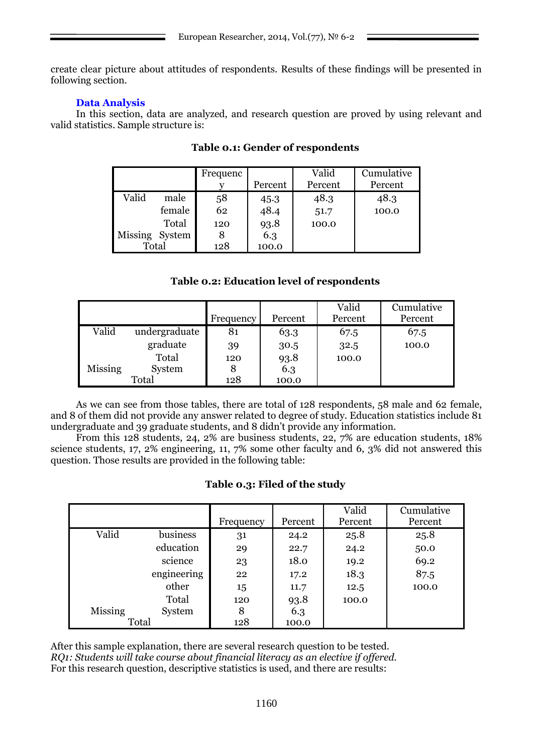create clear picture about attitudes of respondents. Results of these findings will be presented in following section.

## Data Analysis

In this section, data are analyzed, and research question are proved by using relevant and valid statistics. Sample structure is:

**Table 0.1: Gender of respondents**

| | | Frequency | Percent | Valid Percent | Cumulative Percent |
|---|---|---|---|---|---|
| Valid | male | 58 | 45.3 | 48.3 | 48.3 |
| | female | 62 | 48.4 | 51.7 | 100.0 |
| | Total | 120 | 93.8 | 100.0 | |
| Missing | System | 8 | 6.3 | | |
| Total | | 128 | 100.0 | | |

**Table 0.2: Education level of respondents**

| | | Frequency | Percent | Valid Percent | Cumulative Percent |
|---|---|---|---|---|---|
| Valid | undergraduate | 81 | 63.3 | 67.5 | 67.5 |
| | graduate | 39 | 30.5 | 32.5 | 100.0 |
| | Total | 120 | 93.8 | 100.0 | |
| Missing | System | 8 | 6.3 | | |
| Total | | 128 | 100.0 | | |

As we can see from those tables, there are total of 128 respondents, 58 male and 62 female, and 8 of them did not provide any answer related to degree of study. Education statistics include 81 undergraduate and 39 graduate students, and 8 didn't provide any information.

From this 128 students, 24, 2% are business students, 22, 7% are education students, 18% science students, 17, 2% engineering, 11, 7% some other faculty and 6, 3% did not answered this question. Those results are provided in the following table:

**Table 0.3: Filed of the study**

| | | Frequency | Percent | Valid Percent | Cumulative Percent |
|---|---|---|---|---|---|
| Valid | business | 31 | 24.2 | 25.8 | 25.8 |
| | education | 29 | 22.7 | 24.2 | 50.0 |
| | science | 23 | 18.0 | 19.2 | 69.2 |
| | engineering | 22 | 17.2 | 18.3 | 87.5 |
| | other | 15 | 11.7 | 12.5 | 100.0 |
| | Total | 120 | 93.8 | 100.0 | |
| Missing | System | 8 | 6.3 | | |
| Total | | 128 | 100.0 | | |

After this sample explanation, there are several research question to be tested.

*RQ1: Students will take course about financial literacy as an elective if offered.*

For this research question, descriptive statistics is used, and there are results: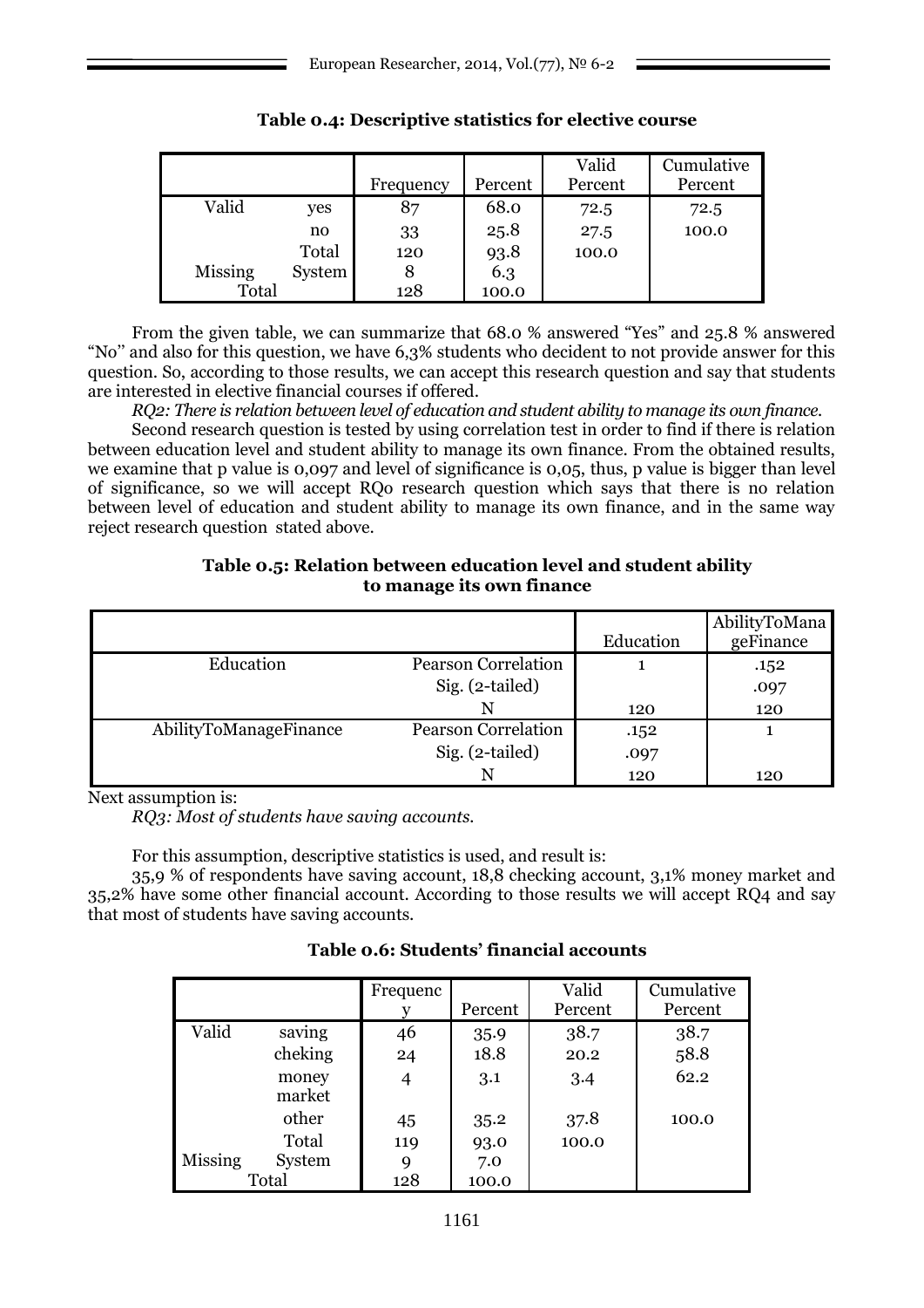**Table 0.4: Descriptive statistics for elective course**

| | | Frequency | Percent | Valid Percent | Cumulative Percent |
|---|---|---|---|---|---|
| Valid | yes | 87 | 68.0 | 72.5 | 72.5 |
| | no | 33 | 25.8 | 27.5 | 100.0 |
| | Total | 120 | 93.8 | 100.0 | |
| Missing | System | 8 | 6.3 | | |
| Total | | 128 | 100.0 | | |

From the given table, we can summarize that 68.0 % answered "Yes" and 25.8 % answered "No" and also for this question, we have 6,3% students who decident to not provide answer for this question. So, according to those results, we can accept this research question and say that students are interested in elective financial courses if offered.

*RQ2: There is relation between level of education and student ability to manage its own finance.*

Second research question is tested by using correlation test in order to find if there is relation between education level and student ability to manage its own finance. From the obtained results, we examine that p value is 0,097 and level of significance is 0,05, thus, p value is bigger than level of significance, so we will accept RQ0 research question which says that there is no relation between level of education and student ability to manage its own finance, and in the same way reject research question stated above.

**Table 0.5: Relation between education level and student ability to manage its own finance**

| | | Education | AbilityToManageFinance |
|---|---|---|---|
| Education | Pearson Correlation | 1 | .152 |
| | Sig. (2-tailed) | | .097 |
| | N | 120 | 120 |
| AbilityToManageFinance | Pearson Correlation | .152 | 1 |
| | Sig. (2-tailed) | .097 | |
| | N | 120 | 120 |

Next assumption is:

*RQ3: Most of students have saving accounts.*

For this assumption, descriptive statistics is used, and result is:

35,9 % of respondents have saving account, 18,8 checking account, 3,1% money market and 35,2% have some other financial account. According to those results we will accept RQ4 and say that most of students have saving accounts.

**Table 0.6: Students' financial accounts**

| | | Frequency | Percent | Valid Percent | Cumulative Percent |
|---|---|---|---|---|---|
| Valid | saving | 46 | 35.9 | 38.7 | 38.7 |
| | cheking | 24 | 18.8 | 20.2 | 58.8 |
| | money market | 4 | 3.1 | 3.4 | 62.2 |
| | other | 45 | 35.2 | 37.8 | 100.0 |
| | Total | 119 | 93.0 | 100.0 | |
| Missing | System | 9 | 7.0 | | |
| Total | | 128 | 100.0 | | |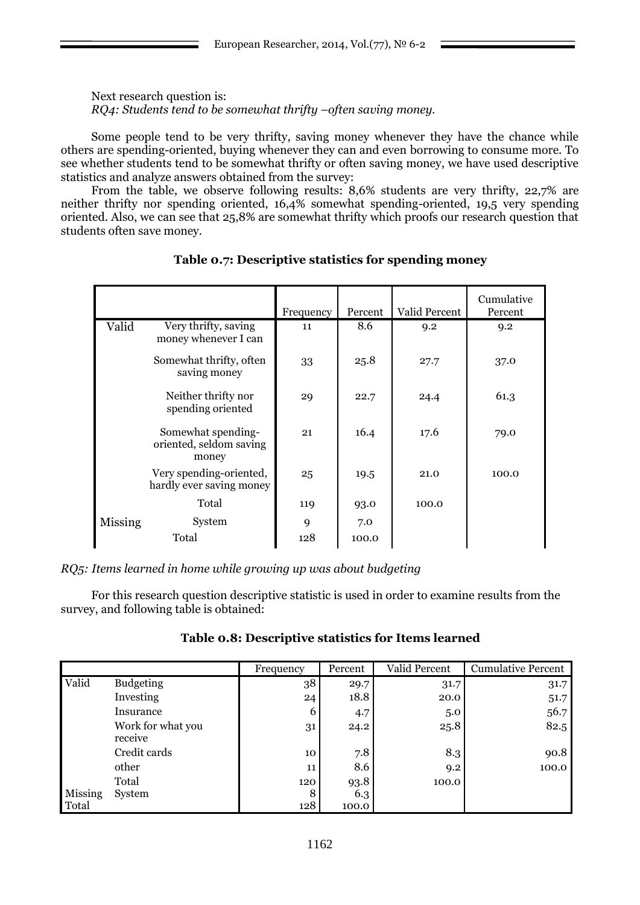Next research question is:

*RQ4: Students tend to be somewhat thrifty –often saving money.*

Some people tend to be very thrifty, saving money whenever they have the chance while others are spending-oriented, buying whenever they can and even borrowing to consume more. To see whether students tend to be somewhat thrifty or often saving money, we have used descriptive statistics and analyze answers obtained from the survey:

From the table, we observe following results: 8,6% students are very thrifty, 22,7% are neither thrifty nor spending oriented, 16,4% somewhat spending-oriented, 19,5 very spending oriented. Also, we can see that 25,8% are somewhat thrifty which proofs our research question that students often save money.

**Table 0.7: Descriptive statistics for spending money**

| | | Frequency | Percent | Valid Percent | Cumulative Percent |
|---|---|---|---|---|---|
| Valid | Very thrifty, saving money whenever I can | 11 | 8.6 | 9.2 | 9.2 |
| | Somewhat thrifty, often saving money | 33 | 25.8 | 27.7 | 37.0 |
| | Neither thrifty nor spending oriented | 29 | 22.7 | 24.4 | 61.3 |
| | Somewhat spending-oriented, seldom saving money | 21 | 16.4 | 17.6 | 79.0 |
| | Very spending-oriented, hardly ever saving money | 25 | 19.5 | 21.0 | 100.0 |
| | Total | 119 | 93.0 | 100.0 | |
| Missing | System | 9 | 7.0 | | |
| | Total | 128 | 100.0 | | |

*RQ5: Items learned in home while growing up was about budgeting*

For this research question descriptive statistic is used in order to examine results from the survey, and following table is obtained:

**Table 0.8: Descriptive statistics for Items learned**

| | | Frequency | Percent | Valid Percent | Cumulative Percent |
|---|---|---|---|---|---|
| Valid | Budgeting | 38 | 29.7 | 31.7 | 31.7 |
| | Investing | 24 | 18.8 | 20.0 | 51.7 |
| | Insurance | 6 | 4.7 | 5.0 | 56.7 |
| | Work for what you receive | 31 | 24.2 | 25.8 | 82.5 |
| | Credit cards | 10 | 7.8 | 8.3 | 90.8 |
| | other | 11 | 8.6 | 9.2 | 100.0 |
| | Total | 120 | 93.8 | 100.0 | |
| Missing | System | 8 | 6.3 | | |
| Total | | 128 | 100.0 | | |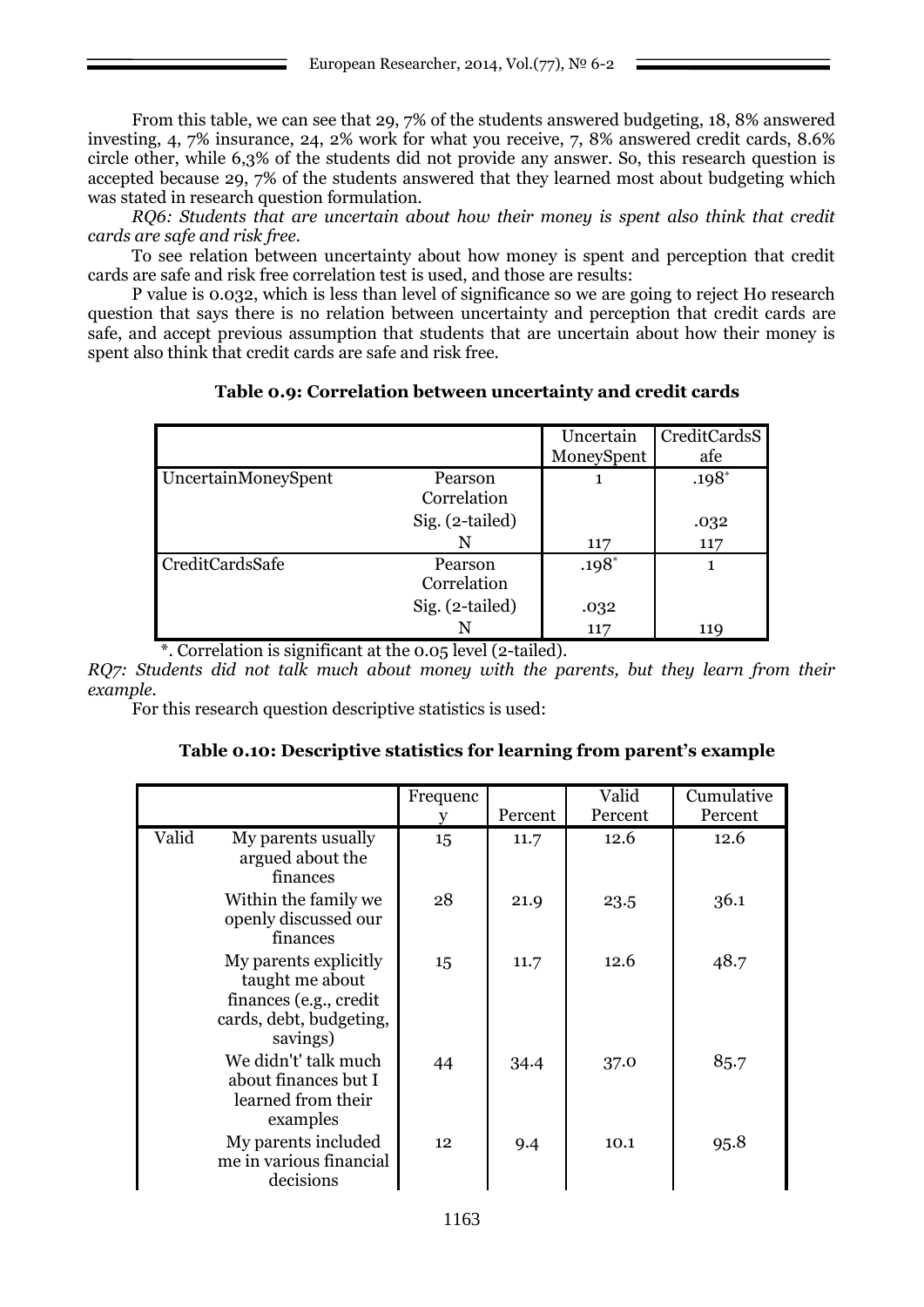From this table, we can see that 29, 7% of the students answered budgeting, 18, 8% answered investing, 4, 7% insurance, 24, 2% work for what you receive, 7, 8% answered credit cards, 8.6% circle other, while 6,3% of the students did not provide any answer. So, this research question is accepted because 29, 7% of the students answered that they learned most about budgeting which was stated in research question formulation.

*RQ6: Students that are uncertain about how their money is spent also think that credit cards are safe and risk free.*

To see relation between uncertainty about how money is spent and perception that credit cards are safe and risk free correlation test is used, and those are results:

P value is 0.032, which is less than level of significance so we are going to reject Ho research question that says there is no relation between uncertainty and perception that credit cards are safe, and accept previous assumption that students that are uncertain about how their money is spent also think that credit cards are safe and risk free.

**Table 0.9: Correlation between uncertainty and credit cards**

| | | UncertainMoneySpent | CreditCardsSafe |
|---|---|---|---|
| UncertainMoneySpent | Pearson Correlation | 1 | .198* |
| | Sig. (2-tailed) | | .032 |
| | N | 117 | 117 |
| CreditCardsSafe | Pearson Correlation | .198* | 1 |
| | Sig. (2-tailed) | .032 | |
| | N | 117 | 119 |

*. Correlation is significant at the 0.05 level (2-tailed).

*RQ7: Students did not talk much about money with the parents, but they learn from their example.*

For this research question descriptive statistics is used:

**Table 0.10: Descriptive statistics for learning from parent's example**

| | | Frequency | Percent | Valid Percent | Cumulative Percent |
|---|---|---|---|---|---|
| Valid | My parents usually argued about the finances | 15 | 11.7 | 12.6 | 12.6 |
| | Within the family we openly discussed our finances | 28 | 21.9 | 23.5 | 36.1 |
| | My parents explicitly taught me about finances (e.g., credit cards, debt, budgeting, savings) | 15 | 11.7 | 12.6 | 48.7 |
| | We didn't' talk much about finances but I learned from their examples | 44 | 34.4 | 37.0 | 85.7 |
| | My parents included me in various financial decisions | 12 | 9.4 | 10.1 | 95.8 |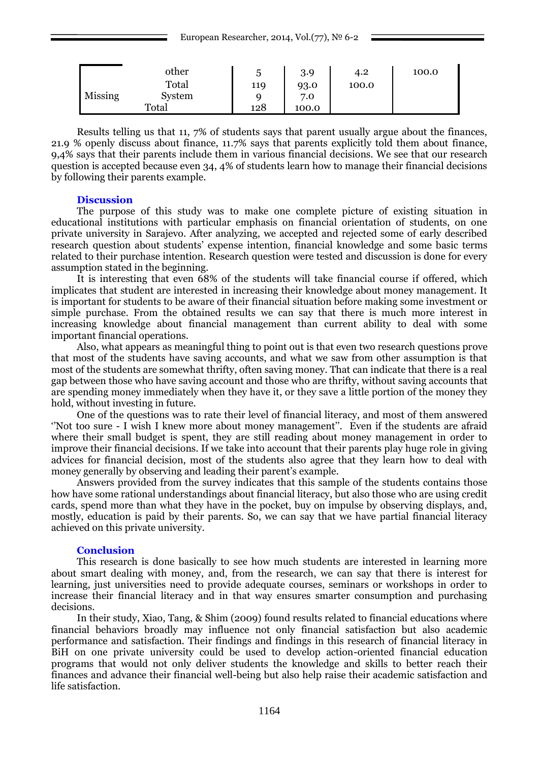| | | | | | |
|---|---|---|---|---|---|
| | other | 5 | 3.9 | 4.2 | 100.0 |
| | Total | 119 | 93.0 | 100.0 | |
| Missing | System | 9 | 7.0 | | |
| Total | | 128 | 100.0 | | |

Results telling us that 11, 7% of students says that parent usually argue about the finances, 21.9 % openly discuss about finance, 11.7% says that parents explicitly told them about finance, 9,4% says that their parents include them in various financial decisions. We see that our research question is accepted because even 34, 4% of students learn how to manage their financial decisions by following their parents example.

## Discussion

The purpose of this study was to make one complete picture of existing situation in educational institutions with particular emphasis on financial orientation of students, on one private university in Sarajevo. After analyzing, we accepted and rejected some of early described research question about students' expense intention, financial knowledge and some basic terms related to their purchase intention. Research question were tested and discussion is done for every assumption stated in the beginning.

It is interesting that even 68% of the students will take financial course if offered, which implicates that student are interested in increasing their knowledge about money management. It is important for students to be aware of their financial situation before making some investment or simple purchase. From the obtained results we can say that there is much more interest in increasing knowledge about financial management than current ability to deal with some important financial operations.

Also, what appears as meaningful thing to point out is that even two research questions prove that most of the students have saving accounts, and what we saw from other assumption is that most of the students are somewhat thrifty, often saving money. That can indicate that there is a real gap between those who have saving account and those who are thrifty, without saving accounts that are spending money immediately when they have it, or they save a little portion of the money they hold, without investing in future.

One of the questions was to rate their level of financial literacy, and most of them answered ''Not too sure - I wish I knew more about money management''. Even if the students are afraid where their small budget is spent, they are still reading about money management in order to improve their financial decisions. If we take into account that their parents play huge role in giving advices for financial decision, most of the students also agree that they learn how to deal with money generally by observing and leading their parent's example.

Answers provided from the survey indicates that this sample of the students contains those how have some rational understandings about financial literacy, but also those who are using credit cards, spend more than what they have in the pocket, buy on impulse by observing displays, and, mostly, education is paid by their parents. So, we can say that we have partial financial literacy achieved on this private university.

## Conclusion

This research is done basically to see how much students are interested in learning more about smart dealing with money, and, from the research, we can say that there is interest for learning, just universities need to provide adequate courses, seminars or workshops in order to increase their financial literacy and in that way ensures smarter consumption and purchasing decisions.

In their study, Xiao, Tang, & Shim (2009) found results related to financial educations where financial behaviors broadly may influence not only financial satisfaction but also academic performance and satisfaction. Their findings and findings in this research of financial literacy in BiH on one private university could be used to develop action-oriented financial education programs that would not only deliver students the knowledge and skills to better reach their finances and advance their financial well-being but also help raise their academic satisfaction and life satisfaction.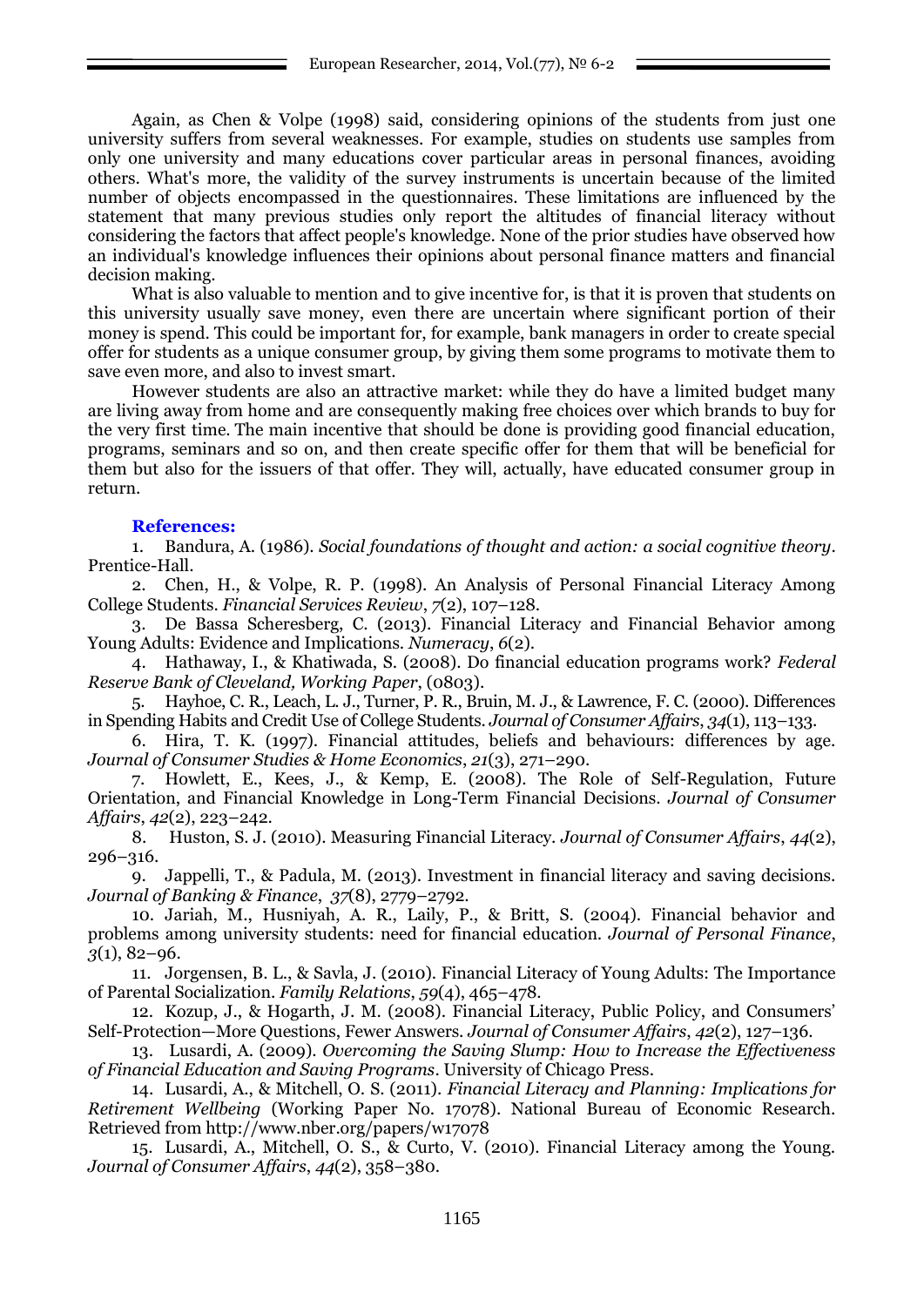Again, as Chen & Volpe (1998) said, considering opinions of the students from just one university suffers from several weaknesses. For example, studies on students use samples from only one university and many educations cover particular areas in personal finances, avoiding others. What's more, the validity of the survey instruments is uncertain because of the limited number of objects encompassed in the questionnaires. These limitations are influenced by the statement that many previous studies only report the altitudes of financial literacy without considering the factors that affect people's knowledge. None of the prior studies have observed how an individual's knowledge influences their opinions about personal finance matters and financial decision making.

What is also valuable to mention and to give incentive for, is that it is proven that students on this university usually save money, even there are uncertain where significant portion of their money is spend. This could be important for, for example, bank managers in order to create special offer for students as a unique consumer group, by giving them some programs to motivate them to save even more, and also to invest smart.

However students are also an attractive market: while they do have a limited budget many are living away from home and are consequently making free choices over which brands to buy for the very first time. The main incentive that should be done is providing good financial education, programs, seminars and so on, and then create specific offer for them that will be beneficial for them but also for the issuers of that offer. They will, actually, have educated consumer group in return.

**References:**

1. Bandura, A. (1986). *Social foundations of thought and action: a social cognitive theory*. Prentice-Hall.
2. Chen, H., & Volpe, R. P. (1998). An Analysis of Personal Financial Literacy Among College Students. *Financial Services Review*, *7*(2), 107–128.
3. De Bassa Scheresberg, C. (2013). Financial Literacy and Financial Behavior among Young Adults: Evidence and Implications. *Numeracy*, *6*(2).
4. Hathaway, I., & Khatiwada, S. (2008). Do financial education programs work? *Federal Reserve Bank of Cleveland, Working Paper*, (0803).
5. Hayhoe, C. R., Leach, L. J., Turner, P. R., Bruin, M. J., & Lawrence, F. C. (2000). Differences in Spending Habits and Credit Use of College Students. *Journal of Consumer Affairs*, *34*(1), 113–133.
6. Hira, T. K. (1997). Financial attitudes, beliefs and behaviours: differences by age. *Journal of Consumer Studies & Home Economics*, *21*(3), 271–290.
7. Howlett, E., Kees, J., & Kemp, E. (2008). The Role of Self-Regulation, Future Orientation, and Financial Knowledge in Long-Term Financial Decisions. *Journal of Consumer Affairs*, *42*(2), 223–242.
8. Huston, S. J. (2010). Measuring Financial Literacy. *Journal of Consumer Affairs*, *44*(2), 296–316.
9. Jappelli, T., & Padula, M. (2013). Investment in financial literacy and saving decisions. *Journal of Banking & Finance*, *37*(8), 2779–2792.
10. Jariah, M., Husniyah, A. R., Laily, P., & Britt, S. (2004). Financial behavior and problems among university students: need for financial education. *Journal of Personal Finance*, *3*(1), 82–96.
11. Jorgensen, B. L., & Savla, J. (2010). Financial Literacy of Young Adults: The Importance of Parental Socialization. *Family Relations*, *59*(4), 465–478.
12. Kozup, J., & Hogarth, J. M. (2008). Financial Literacy, Public Policy, and Consumers' Self-Protection—More Questions, Fewer Answers. *Journal of Consumer Affairs*, *42*(2), 127–136.
13. Lusardi, A. (2009). *Overcoming the Saving Slump: How to Increase the Effectiveness of Financial Education and Saving Programs*. University of Chicago Press.
14. Lusardi, A., & Mitchell, O. S. (2011). *Financial Literacy and Planning: Implications for Retirement Wellbeing* (Working Paper No. 17078). National Bureau of Economic Research. Retrieved from http://www.nber.org/papers/w17078
15. Lusardi, A., Mitchell, O. S., & Curto, V. (2010). Financial Literacy among the Young. *Journal of Consumer Affairs*, *44*(2), 358–380.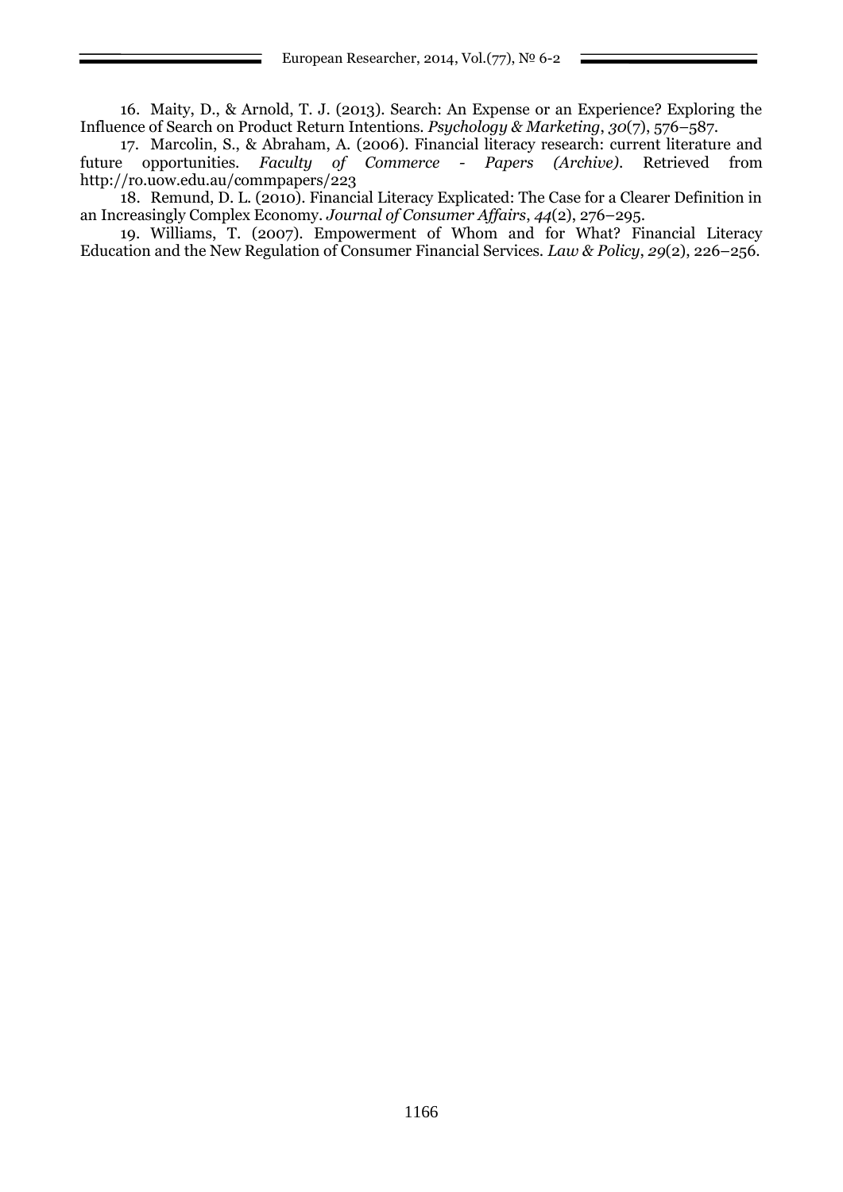16. Maity, D., & Arnold, T. J. (2013). Search: An Expense or an Experience? Exploring the Influence of Search on Product Return Intentions. *Psychology & Marketing*, *30*(7), 576–587.

17. Marcolin, S., & Abraham, A. (2006). Financial literacy research: current literature and future opportunities. *Faculty of Commerce - Papers (Archive)*. Retrieved from http://ro.uow.edu.au/commpapers/223

18. Remund, D. L. (2010). Financial Literacy Explicated: The Case for a Clearer Definition in an Increasingly Complex Economy. *Journal of Consumer Affairs*, *44*(2), 276–295.

19. Williams, T. (2007). Empowerment of Whom and for What? Financial Literacy Education and the New Regulation of Consumer Financial Services. *Law & Policy*, *29*(2), 226–256.